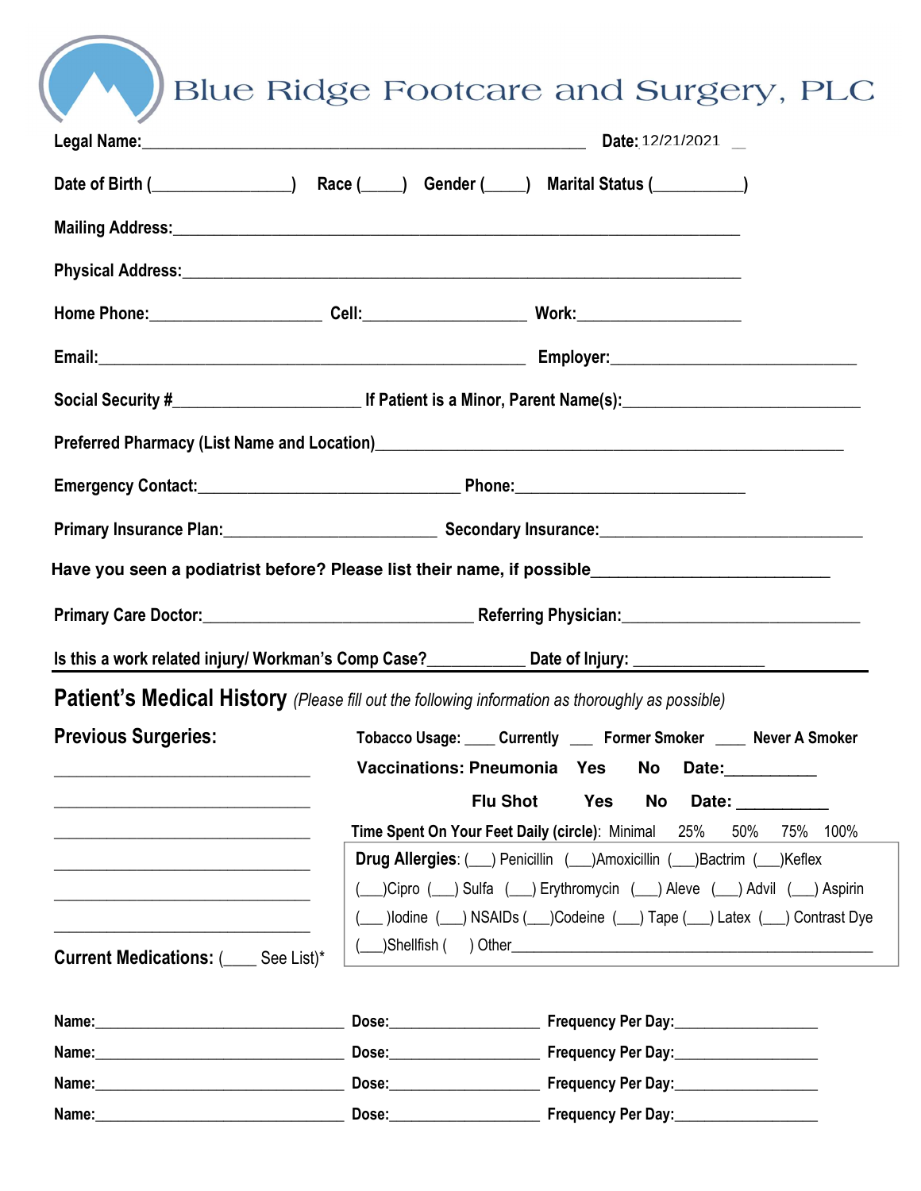# Blue Ridge Footcare and Surgery, PLC

**Legal Name:**_______________________________________________ **Date:** 12/21/2021

**Date of Birth** (_______________) **Race** (_____) **Gender** (_____) **Marital Status** (__________)

**Mailing Address:**_______________________________________________________________

**Physical Address:**______________________________________________________________

**Home Phone:**____________________ **Cell:**__________________ **Work:**__________________

**Email:**______________________________________________ **Employer:**__________________________

**Social Security #**_____________________ **If Patient is a Minor, Parent Name(s):**__________________________

**Preferred Pharmacy (List Name and Location)**______________________________________________________

**Emergency Contact:**_____________________________ **Phone:**__________________________

**Primary Insurance Plan:**________________________ **Secondary Insurance:**_____________________________

**Have you seen a podiatrist before? Please list their name, if possible**__________________________

**Primary Care Doctor:**______________________________ **Referring Physician:**__________________________

**Is this a work related injury/ Workman's Comp Case?**___________ **Date of Injury:** _______________

## Patient's Medical History *(Please fill out the following information as thoroughly as possible)*

**Previous Surgeries:**

_____________________________

_____________________________

_____________________________

_____________________________

_____________________________

_____________________________

**Tobacco Usage:** ____ Currently ___ Former Smoker ____ Never A Smoker

**Vaccinations: Pneumonia** Yes No Date:__________

**Flu Shot** Yes No Date: __________

**Time Spent On Your Feet Daily (circle):** Minimal 25% 50% 75% 100%

**Drug Allergies:** (___) Penicillin (___)Amoxicillin (___)Bactrim (___)Keflex (___)Cipro (___) Sulfa (___) Erythromycin (___) Aleve (___) Advil (___) Aspirin (___ )Iodine (___) NSAIDs (___)Codeine (___) Tape (___) Latex (___) Contrast Dye (___)Shellfish ( ) Other_____________________________________________

**Current Medications:** (____ See List)*

**Name:**______________________________ **Dose:**__________________ **Frequency Per Day:**_________________

**Name:**______________________________ **Dose:**__________________ **Frequency Per Day:**_________________

**Name:**______________________________ **Dose:**__________________ **Frequency Per Day:**_________________

**Name:**______________________________ **Dose:**__________________ **Frequency Per Day:**_________________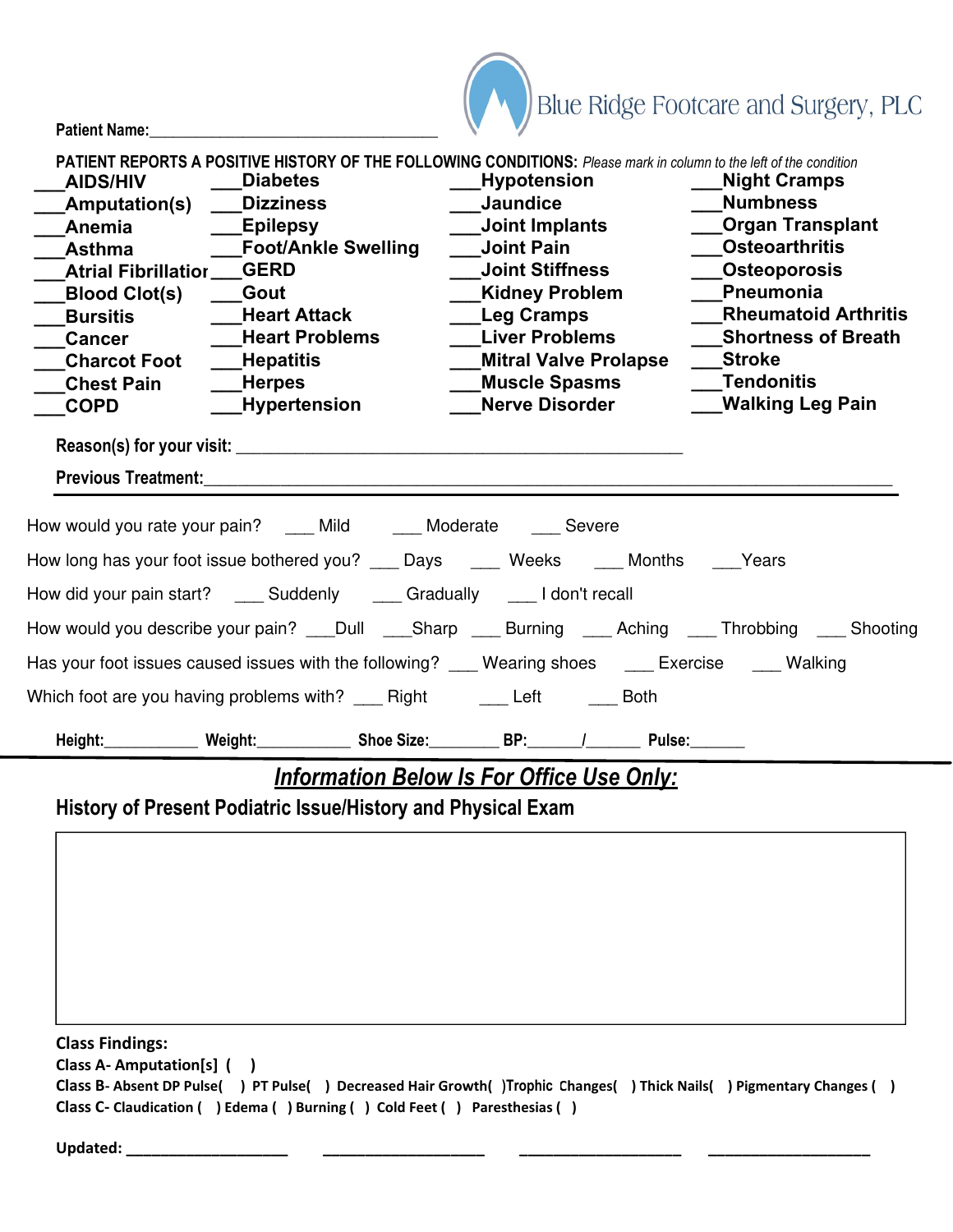Blue Ridge Footcare and Surgery, PLC

**Patient Name:**\_\_\_\_\_\_\_\_\_\_\_\_\_\_\_\_\_\_\_\_\_\_\_\_\_\_\_\_\_\_\_\_\_\_

**PATIENT REPORTS A POSITIVE HISTORY OF THE FOLLOWING CONDITIONS:** *Please mark in column to the left of the condition*

| | | | |
|---|---|---|---|
| ___AIDS/HIV | ___Diabetes | ___Hypotension | ___Night Cramps |
| ___Amputation(s) | ___Dizziness | ___Jaundice | ___Numbness |
| ___Anemia | ___Epilepsy | ___Joint Implants | ___Organ Transplant |
| ___Asthma | ___Foot/Ankle Swelling | ___Joint Pain | ___Osteoarthritis |
| ___Atrial Fibrillation | ___GERD | ___Joint Stiffness | ___Osteoporosis |
| ___Blood Clot(s) | ___Gout | ___Kidney Problem | ___Pneumonia |
| ___Bursitis | ___Heart Attack | ___Leg Cramps | ___Rheumatoid Arthritis |
| ___Cancer | ___Heart Problems | ___Liver Problems | ___Shortness of Breath |
| ___Charcot Foot | ___Hepatitis | ___Mitral Valve Prolapse | ___Stroke |
| ___Chest Pain | ___Herpes | ___Muscle Spasms | ___Tendonitis |
| ___COPD | ___Hypertension | ___Nerve Disorder | ___Walking Leg Pain |

**Reason(s) for your visit:** \_\_\_\_\_\_\_\_\_\_\_\_\_\_\_\_\_\_\_\_\_\_\_\_\_\_\_\_\_\_\_\_\_\_\_\_\_\_\_\_\_\_\_\_\_\_

**Previous Treatment:**\_\_\_\_\_\_\_\_\_\_\_\_\_\_\_\_\_\_\_\_\_\_\_\_\_\_\_\_\_\_\_\_\_\_\_\_\_\_\_\_\_\_\_\_\_\_\_\_\_\_\_\_\_\_\_\_\_\_\_\_\_\_

How would you rate your pain? ___ Mild ___ Moderate ___ Severe

How long has your foot issue bothered you? ___ Days ___ Weeks ___ Months ___Years

How did your pain start? ___ Suddenly ___ Gradually ___ I don't recall

How would you describe your pain? ___Dull ___Sharp ___ Burning ___ Aching ___ Throbbing ___ Shooting

Has your foot issues caused issues with the following? ___ Wearing shoes ___ Exercise ___ Walking

Which foot are you having problems with? ___ Right ___ Left ___ Both

**Height:**\_\_\_\_\_\_\_\_\_\_\_ **Weight:**\_\_\_\_\_\_\_\_\_\_\_ **Shoe Size:**\_\_\_\_\_\_\_\_ **BP:**\_\_\_\_\_\_/\_\_\_\_\_\_ **Pulse:**\_\_\_\_\_\_

## ***Information Below Is For Office Use Only:***

### History of Present Podiatric Issue/History and Physical Exam

**Class Findings:**

**Class A- Amputation[s] ( )**

**Class B- Absent DP Pulse( ) PT Pulse( ) Decreased Hair Growth( )Trophic Changes( ) Thick Nails( ) Pigmentary Changes ( )**

**Class C- Claudication ( ) Edema ( ) Burning ( ) Cold Feet ( ) Paresthesias ( )**

**Updated:** \_\_\_\_\_\_\_\_\_\_\_\_\_\_\_\_\_\_\_\_ \_\_\_\_\_\_\_\_\_\_\_\_\_\_\_\_\_\_\_\_ \_\_\_\_\_\_\_\_\_\_\_\_\_\_\_\_\_\_\_\_ \_\_\_\_\_\_\_\_\_\_\_\_\_\_\_\_\_\_\_\_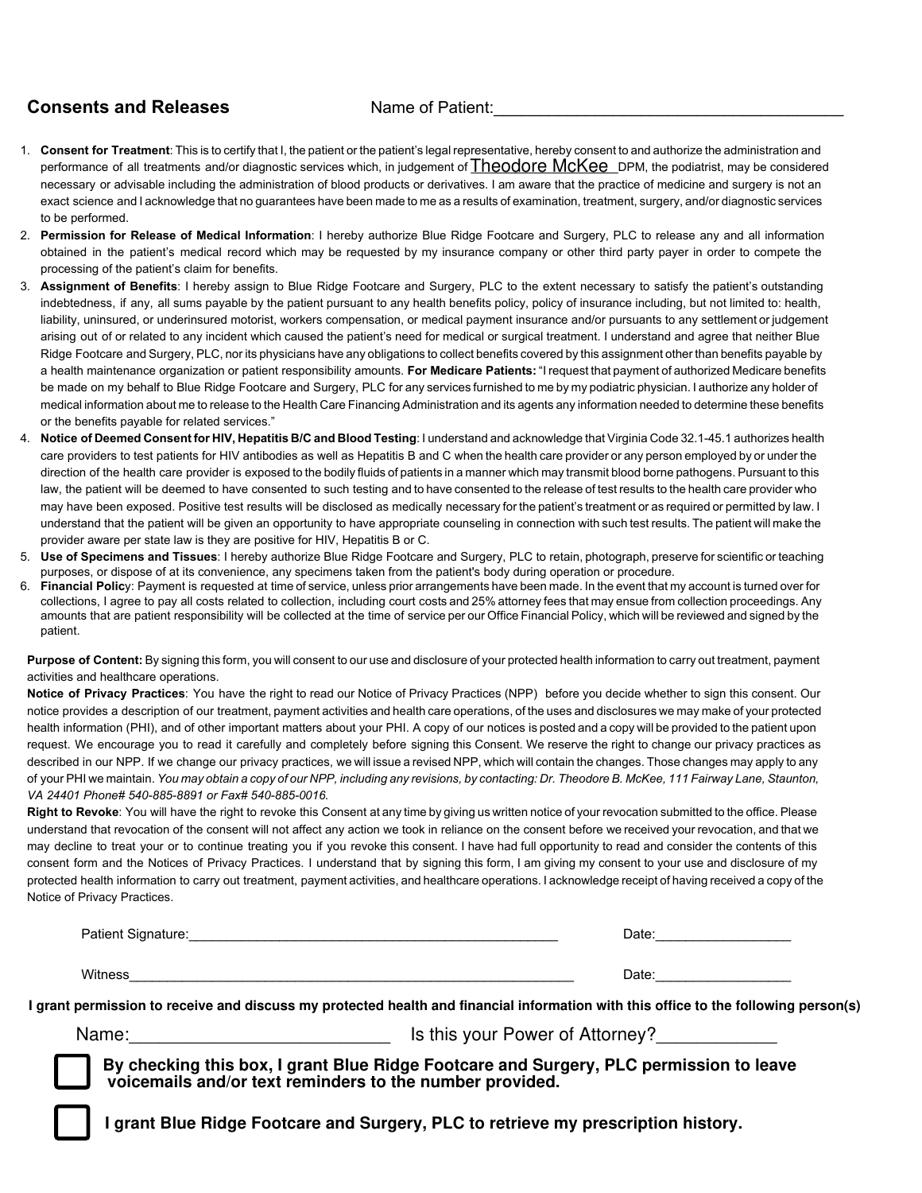## Consents and Releases

Name of Patient:_______________________________________

1. **Consent for Treatment**: This is to certify that I, the patient or the patient's legal representative, hereby consent to and authorize the administration and performance of all treatments and/or diagnostic services which, in judgement of Theodore McKee DPM, the podiatrist, may be considered necessary or advisable including the administration of blood products or derivatives. I am aware that the practice of medicine and surgery is not an exact science and I acknowledge that no guarantees have been made to me as a results of examination, treatment, surgery, and/or diagnostic services to be performed.
2. **Permission for Release of Medical Information**: I hereby authorize Blue Ridge Footcare and Surgery, PLC to release any and all information obtained in the patient's medical record which may be requested by my insurance company or other third party payer in order to compete the processing of the patient's claim for benefits.
3. **Assignment of Benefits**: I hereby assign to Blue Ridge Footcare and Surgery, PLC to the extent necessary to satisfy the patient's outstanding indebtedness, if any, all sums payable by the patient pursuant to any health benefits policy, policy of insurance including, but not limited to: health, liability, uninsured, or underinsured motorist, workers compensation, or medical payment insurance and/or pursuants to any settlement or judgement arising out of or related to any incident which caused the patient's need for medical or surgical treatment. I understand and agree that neither Blue Ridge Footcare and Surgery, PLC, nor its physicians have any obligations to collect benefits covered by this assignment other than benefits payable by a health maintenance organization or patient responsibility amounts. **For Medicare Patients:** "I request that payment of authorized Medicare benefits be made on my behalf to Blue Ridge Footcare and Surgery, PLC for any services furnished to me by my podiatric physician. I authorize any holder of medical information about me to release to the Health Care Financing Administration and its agents any information needed to determine these benefits or the benefits payable for related services."
4. **Notice of Deemed Consent for HIV, Hepatitis B/C and Blood Testing**: I understand and acknowledge that Virginia Code 32.1-45.1 authorizes health care providers to test patients for HIV antibodies as well as Hepatitis B and C when the health care provider or any person employed by or under the direction of the health care provider is exposed to the bodily fluids of patients in a manner which may transmit blood borne pathogens. Pursuant to this law, the patient will be deemed to have consented to such testing and to have consented to the release of test results to the health care provider who may have been exposed. Positive test results will be disclosed as medically necessary for the patient's treatment or as required or permitted by law. I understand that the patient will be given an opportunity to have appropriate counseling in connection with such test results. The patient will make the provider aware per state law is they are positive for HIV, Hepatitis B or C.
5. **Use of Specimens and Tissues**: I hereby authorize Blue Ridge Footcare and Surgery, PLC to retain, photograph, preserve for scientific or teaching purposes, or dispose of at its convenience, any specimens taken from the patient's body during operation or procedure.
6. **Financial Polic**y: Payment is requested at time of service, unless prior arrangements have been made. In the event that my account is turned over for collections, I agree to pay all costs related to collection, including court costs and 25% attorney fees that may ensue from collection proceedings. Any amounts that are patient responsibility will be collected at the time of service per our Office Financial Policy, which will be reviewed and signed by the patient.

**Purpose of Content:** By signing this form, you will consent to our use and disclosure of your protected health information to carry out treatment, payment activities and healthcare operations.

**Notice of Privacy Practices**: You have the right to read our Notice of Privacy Practices (NPP) before you decide whether to sign this consent. Our notice provides a description of our treatment, payment activities and health care operations, of the uses and disclosures we may make of your protected health information (PHI), and of other important matters about your PHI. A copy of our notices is posted and a copy will be provided to the patient upon request. We encourage you to read it carefully and completely before signing this Consent. We reserve the right to change our privacy practices as described in our NPP. If we change our privacy practices, we will issue a revised NPP, which will contain the changes. Those changes may apply to any of your PHI we maintain. *You may obtain a copy of our NPP, including any revisions, by contacting: Dr. Theodore B. McKee, 111 Fairway Lane, Staunton, VA 24401 Phone# 540-885-8891 or Fax# 540-885-0016.*

**Right to Revoke**: You will have the right to revoke this Consent at any time by giving us written notice of your revocation submitted to the office. Please understand that revocation of the consent will not affect any action we took in reliance on the consent before we received your revocation, and that we may decline to treat your or to continue treating you if you revoke this consent. I have had full opportunity to read and consider the contents of this consent form and the Notices of Privacy Practices. I understand that by signing this form, I am giving my consent to your use and disclosure of my protected health information to carry out treatment, payment activities, and healthcare operations. I acknowledge receipt of having received a copy of the Notice of Privacy Practices.

Patient Signature:_______________________________________ Date:_________________

Witness_______________________________________________ Date:_________________

**I grant permission to receive and discuss my protected health and financial information with this office to the following person(s)**

Name:___________________________ Is this your Power of Attorney?____________

☐ **By checking this box, I grant Blue Ridge Footcare and Surgery, PLC permission to leave voicemails and/or text reminders to the number provided.**

☐ **I grant Blue Ridge Footcare and Surgery, PLC to retrieve my prescription history.**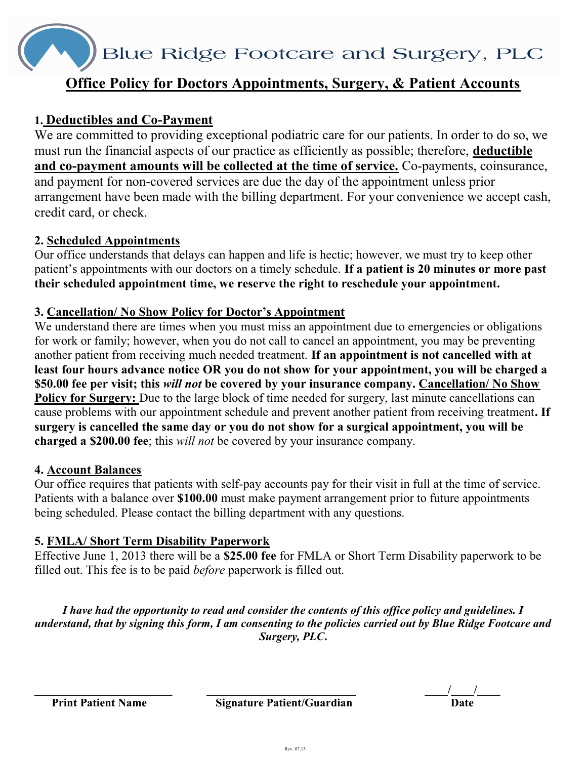Blue Ridge Footcare and Surgery, PLC

# Office Policy for Doctors Appointments, Surgery, & Patient Accounts

**1. Deductibles and Co-Payment**

We are committed to providing exceptional podiatric care for our patients. In order to do so, we must run the financial aspects of our practice as efficiently as possible; therefore, **deductible and co-payment amounts will be collected at the time of service.** Co-payments, coinsurance, and payment for non-covered services are due the day of the appointment unless prior arrangement have been made with the billing department. For your convenience we accept cash, credit card, or check.

**2. Scheduled Appointments**

Our office understands that delays can happen and life is hectic; however, we must try to keep other patient's appointments with our doctors on a timely schedule. **If a patient is 20 minutes or more past their scheduled appointment time, we reserve the right to reschedule your appointment.**

**3. Cancellation/ No Show Policy for Doctor's Appointment**

We understand there are times when you must miss an appointment due to emergencies or obligations for work or family; however, when you do not call to cancel an appointment, you may be preventing another patient from receiving much needed treatment. **If an appointment is not cancelled with at least four hours advance notice OR you do not show for your appointment, you will be charged a $50.00 fee per visit; this *will not* be covered by your insurance company.** **Cancellation/ No Show Policy for Surgery:** Due to the large block of time needed for surgery, last minute cancellations can cause problems with our appointment schedule and prevent another patient from receiving treatment**. If surgery is cancelled the same day or you do not show for a surgical appointment, you will be charged a $200.00 fee**; this *will not* be covered by your insurance company.

**4. Account Balances**

Our office requires that patients with self-pay accounts pay for their visit in full at the time of service. Patients with a balance over **$100.00** must make payment arrangement prior to future appointments being scheduled. Please contact the billing department with any questions.

**5. FMLA/ Short Term Disability Paperwork**

Effective June 1, 2013 there will be a **$25.00 fee** for FMLA or Short Term Disability paperwork to be filled out. This fee is to be paid *before* paperwork is filled out.

***I have had the opportunity to read and consider the contents of this office policy and guidelines. I understand, that by signing this form, I am consenting to the policies carried out by Blue Ridge Footcare and Surgery, PLC.***

_________________________ **Print Patient Name**

_________________________ **Signature Patient/Guardian**

____/____/____ **Date**

Rev. 07.15